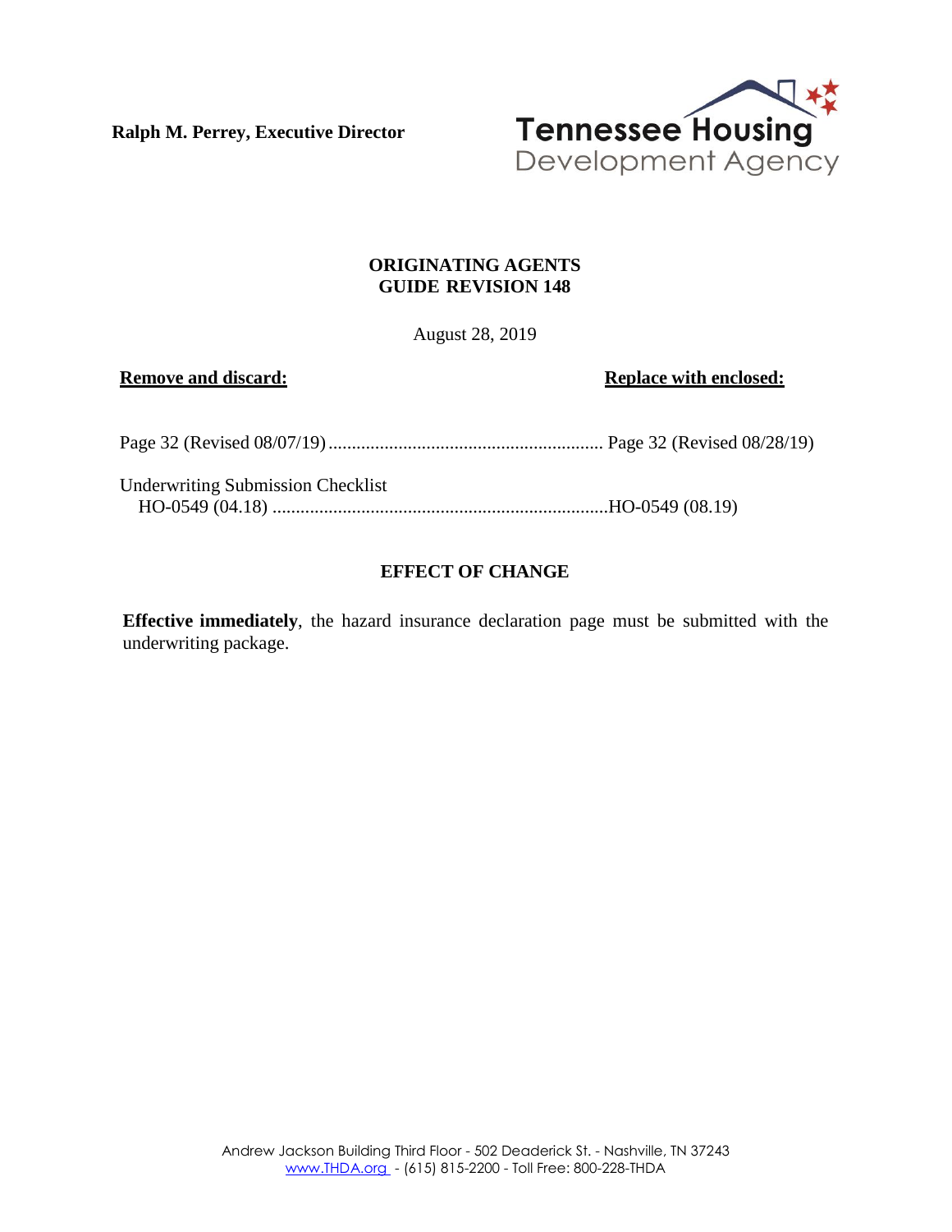**Ralph M. Perrey, Executive Director**

Tennessee Housing Development Agency

## ORIGINATING AGENTS GUIDE REVISION 148

August 28, 2019

| **Remove and discard:** | **Replace with enclosed:** |
|---|---|
| Page 32 (Revised 08/07/19) | Page 32 (Revised 08/28/19) |
| Underwriting Submission Checklist HO-0549 (04.18) | HO-0549 (08.19) |

## EFFECT OF CHANGE

**Effective immediately**, the hazard insurance declaration page must be submitted with the underwriting package.

Andrew Jackson Building Third Floor - 502 Deaderick St. - Nashville, TN 37243
www.THDA.org - (615) 815-2200 - Toll Free: 800-228-THDA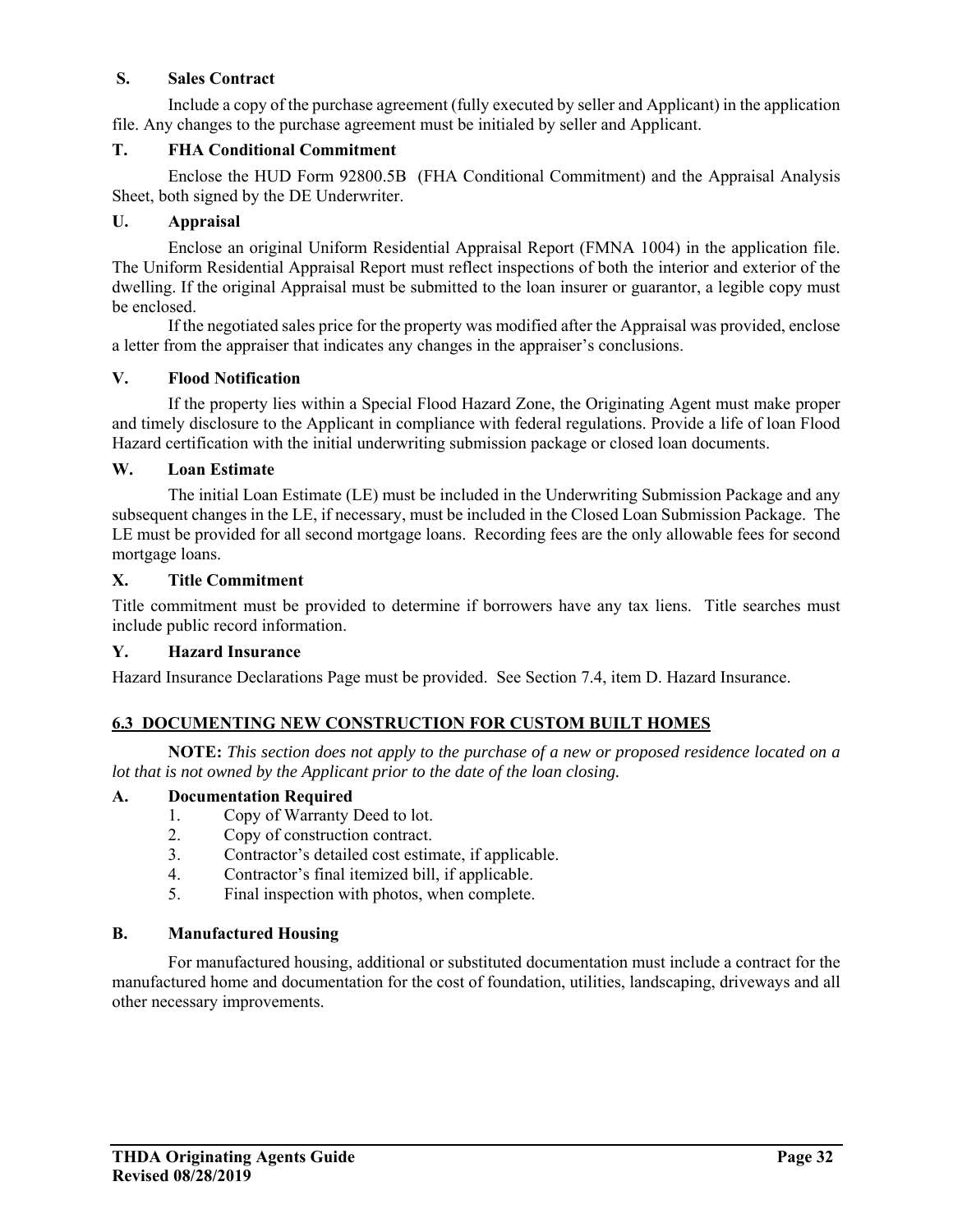**S. Sales Contract**

Include a copy of the purchase agreement (fully executed by seller and Applicant) in the application file. Any changes to the purchase agreement must be initialed by seller and Applicant.

**T. FHA Conditional Commitment**

Enclose the HUD Form 92800.5B (FHA Conditional Commitment) and the Appraisal Analysis Sheet, both signed by the DE Underwriter.

**U. Appraisal**

Enclose an original Uniform Residential Appraisal Report (FMNA 1004) in the application file. The Uniform Residential Appraisal Report must reflect inspections of both the interior and exterior of the dwelling. If the original Appraisal must be submitted to the loan insurer or guarantor, a legible copy must be enclosed.

If the negotiated sales price for the property was modified after the Appraisal was provided, enclose a letter from the appraiser that indicates any changes in the appraiser's conclusions.

**V. Flood Notification**

If the property lies within a Special Flood Hazard Zone, the Originating Agent must make proper and timely disclosure to the Applicant in compliance with federal regulations. Provide a life of loan Flood Hazard certification with the initial underwriting submission package or closed loan documents.

**W. Loan Estimate**

The initial Loan Estimate (LE) must be included in the Underwriting Submission Package and any subsequent changes in the LE, if necessary, must be included in the Closed Loan Submission Package. The LE must be provided for all second mortgage loans. Recording fees are the only allowable fees for second mortgage loans.

**X. Title Commitment**

Title commitment must be provided to determine if borrowers have any tax liens. Title searches must include public record information.

**Y. Hazard Insurance**

Hazard Insurance Declarations Page must be provided. See Section 7.4, item D. Hazard Insurance.

## 6.3 DOCUMENTING NEW CONSTRUCTION FOR CUSTOM BUILT HOMES

**NOTE:** *This section does not apply to the purchase of a new or proposed residence located on a lot that is not owned by the Applicant prior to the date of the loan closing.*

**A. Documentation Required**

1. Copy of Warranty Deed to lot.
2. Copy of construction contract.
3. Contractor's detailed cost estimate, if applicable.
4. Contractor's final itemized bill, if applicable.
5. Final inspection with photos, when complete.

**B. Manufactured Housing**

For manufactured housing, additional or substituted documentation must include a contract for the manufactured home and documentation for the cost of foundation, utilities, landscaping, driveways and all other necessary improvements.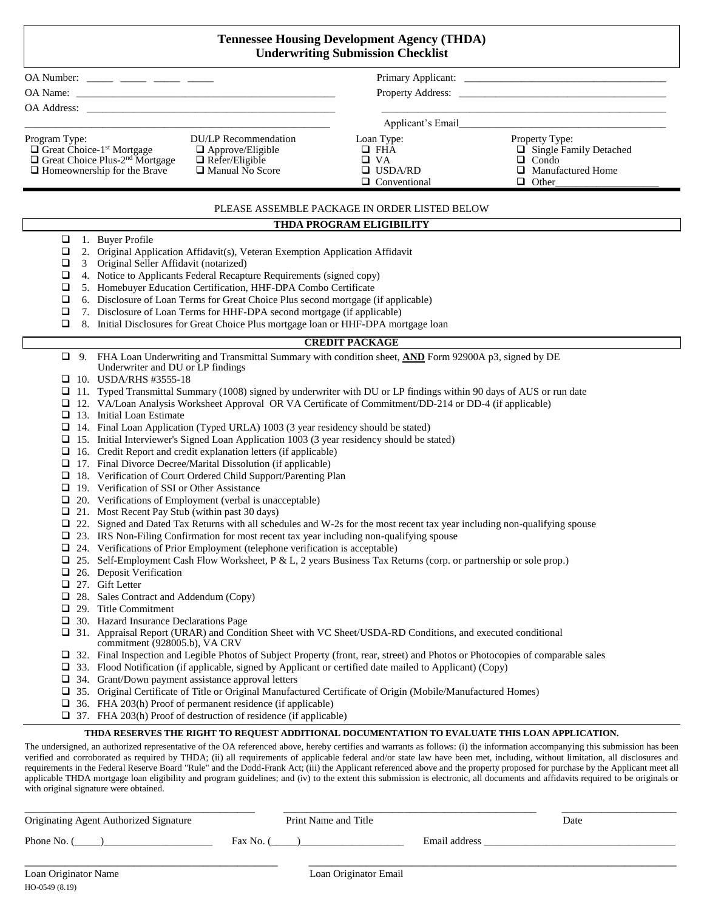# Tennessee Housing Development Agency (THDA)
## Underwriting Submission Checklist

OA Number: _____ _____ _____ _____

OA Name: ______________________________

OA Address: ______________________________

______________________________

Primary Applicant: ______________________________

Property Address: ______________________________

______________________________

Applicant's Email______________________________

**Program Type:**
- ☐ Great Choice-1st Mortgage
- ☐ Great Choice Plus-2nd Mortgage
- ☐ Homeownership for the Brave

**DU/LP Recommendation**
- ☐ Approve/Eligible
- ☐ Refer/Eligible
- ☐ Manual No Score

**Loan Type:**
- ☐ FHA
- ☐ VA
- ☐ USDA/RD
- ☐ Conventional

**Property Type:**
- ☐ Single Family Detached
- ☐ Condo
- ☐ Manufactured Home
- ☐ Other____________________

PLEASE ASSEMBLE PACKAGE IN ORDER LISTED BELOW

### THDA PROGRAM ELIGIBILITY

- ☐ 1. Buyer Profile
- ☐ 2. Original Application Affidavit(s), Veteran Exemption Application Affidavit
- ☐ 3 Original Seller Affidavit (notarized)
- ☐ 4. Notice to Applicants Federal Recapture Requirements (signed copy)
- ☐ 5. Homebuyer Education Certification, HHF-DPA Combo Certificate
- ☐ 6. Disclosure of Loan Terms for Great Choice Plus second mortgage (if applicable)
- ☐ 7. Disclosure of Loan Terms for HHF-DPA second mortgage (if applicable)
- ☐ 8. Initial Disclosures for Great Choice Plus mortgage loan or HHF-DPA mortgage loan

### CREDIT PACKAGE

- ☐ 9. FHA Loan Underwriting and Transmittal Summary with condition sheet, **AND** Form 92900A p3, signed by DE Underwriter and DU or LP findings
- ☐ 10. USDA/RHS #3555-18
- ☐ 11. Typed Transmittal Summary (1008) signed by underwriter with DU or LP findings within 90 days of AUS or run date
- ☐ 12. VA/Loan Analysis Worksheet Approval OR VA Certificate of Commitment/DD-214 or DD-4 (if applicable)
- ☐ 13. Initial Loan Estimate
- ☐ 14. Final Loan Application (Typed URLA) 1003 (3 year residency should be stated)
- ☐ 15. Initial Interviewer's Signed Loan Application 1003 (3 year residency should be stated)
- ☐ 16. Credit Report and credit explanation letters (if applicable)
- ☐ 17. Final Divorce Decree/Marital Dissolution (if applicable)
- ☐ 18. Verification of Court Ordered Child Support/Parenting Plan
- ☐ 19. Verification of SSI or Other Assistance
- ☐ 20. Verifications of Employment (verbal is unacceptable)
- ☐ 21. Most Recent Pay Stub (within past 30 days)
- ☐ 22. Signed and Dated Tax Returns with all schedules and W-2s for the most recent tax year including non-qualifying spouse
- ☐ 23. IRS Non-Filing Confirmation for most recent tax year including non-qualifying spouse
- ☐ 24. Verifications of Prior Employment (telephone verification is acceptable)
- ☐ 25. Self-Employment Cash Flow Worksheet, P & L, 2 years Business Tax Returns (corp. or partnership or sole prop.)
- ☐ 26. Deposit Verification
- ☐ 27. Gift Letter
- ☐ 28. Sales Contract and Addendum (Copy)
- ☐ 29. Title Commitment
- ☐ 30. Hazard Insurance Declarations Page
- ☐ 31. Appraisal Report (URAR) and Condition Sheet with VC Sheet/USDA-RD Conditions, and executed conditional commitment (928005.b), VA CRV
- ☐ 32. Final Inspection and Legible Photos of Subject Property (front, rear, street) and Photos or Photocopies of comparable sales
- ☐ 33. Flood Notification (if applicable, signed by Applicant or certified date mailed to Applicant) (Copy)
- ☐ 34. Grant/Down payment assistance approval letters
- ☐ 35. Original Certificate of Title or Original Manufactured Certificate of Origin (Mobile/Manufactured Homes)
- ☐ 36. FHA 203(h) Proof of permanent residence (if applicable)
- ☐ 37. FHA 203(h) Proof of destruction of residence (if applicable)

**THDA RESERVES THE RIGHT TO REQUEST ADDITIONAL DOCUMENTATION TO EVALUATE THIS LOAN APPLICATION.**

The undersigned, an authorized representative of the OA referenced above, hereby certifies and warrants as follows: (i) the information accompanying this submission has been verified and corroborated as required by THDA; (ii) all requirements of applicable federal and/or state law have been met, including, without limitation, all disclosures and requirements in the Federal Reserve Board "Rule" and the Dodd-Frank Act; (iii) the Applicant referenced above and the property proposed for purchase by the Applicant meet all applicable THDA mortgage loan eligibility and program guidelines; and (iv) to the extent this submission is electronic, all documents and affidavits required to be originals or with original signature were obtained.

______________________________ ______________________________ ______________________

Originating Agent Authorized Signature Print Name and Title Date

Phone No. (_____)____________________ Fax No. (_____)____________________ Email address ______________________________

______________________________ ______________________________

Loan Originator Name Loan Originator Email

HO-0549 (8.19)